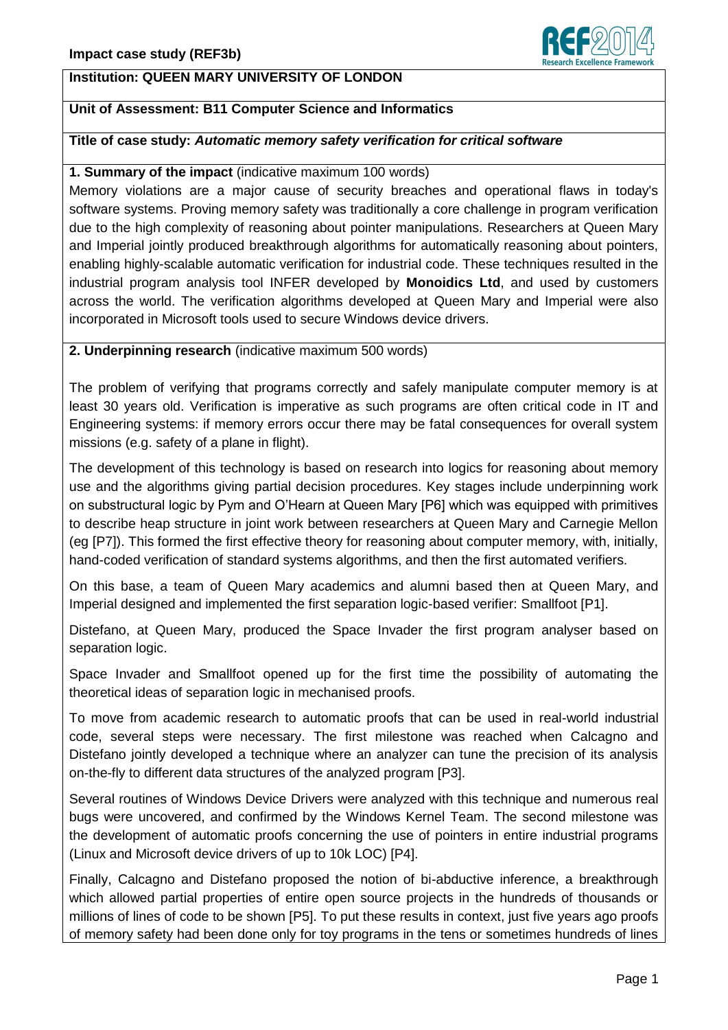**Institution: QUEEN MARY UNIVERSITY OF LONDON**

**Unit of Assessment: B11 Computer Science and Informatics**

**Title of case study:** ***Automatic memory safety verification for critical software***

**1. Summary of the impact** (indicative maximum 100 words)

Memory violations are a major cause of security breaches and operational flaws in today's software systems. Proving memory safety was traditionally a core challenge in program verification due to the high complexity of reasoning about pointer manipulations. Researchers at Queen Mary and Imperial jointly produced breakthrough algorithms for automatically reasoning about pointers, enabling highly-scalable automatic verification for industrial code. These techniques resulted in the industrial program analysis tool INFER developed by **Monoidics Ltd**, and used by customers across the world. The verification algorithms developed at Queen Mary and Imperial were also incorporated in Microsoft tools used to secure Windows device drivers.

**2. Underpinning research** (indicative maximum 500 words)

The problem of verifying that programs correctly and safely manipulate computer memory is at least 30 years old. Verification is imperative as such programs are often critical code in IT and Engineering systems: if memory errors occur there may be fatal consequences for overall system missions (e.g. safety of a plane in flight).

The development of this technology is based on research into logics for reasoning about memory use and the algorithms giving partial decision procedures. Key stages include underpinning work on substructural logic by Pym and O'Hearn at Queen Mary [P6] which was equipped with primitives to describe heap structure in joint work between researchers at Queen Mary and Carnegie Mellon (eg [P7]). This formed the first effective theory for reasoning about computer memory, with, initially, hand-coded verification of standard systems algorithms, and then the first automated verifiers.

On this base, a team of Queen Mary academics and alumni based then at Queen Mary, and Imperial designed and implemented the first separation logic-based verifier: Smallfoot [P1].

Distefano, at Queen Mary, produced the Space Invader the first program analyser based on separation logic.

Space Invader and Smallfoot opened up for the first time the possibility of automating the theoretical ideas of separation logic in mechanised proofs.

To move from academic research to automatic proofs that can be used in real-world industrial code, several steps were necessary. The first milestone was reached when Calcagno and Distefano jointly developed a technique where an analyzer can tune the precision of its analysis on-the-fly to different data structures of the analyzed program [P3].

Several routines of Windows Device Drivers were analyzed with this technique and numerous real bugs were uncovered, and confirmed by the Windows Kernel Team. The second milestone was the development of automatic proofs concerning the use of pointers in entire industrial programs (Linux and Microsoft device drivers of up to 10k LOC) [P4].

Finally, Calcagno and Distefano proposed the notion of bi-abductive inference, a breakthrough which allowed partial properties of entire open source projects in the hundreds of thousands or millions of lines of code to be shown [P5]. To put these results in context, just five years ago proofs of memory safety had been done only for toy programs in the tens or sometimes hundreds of lines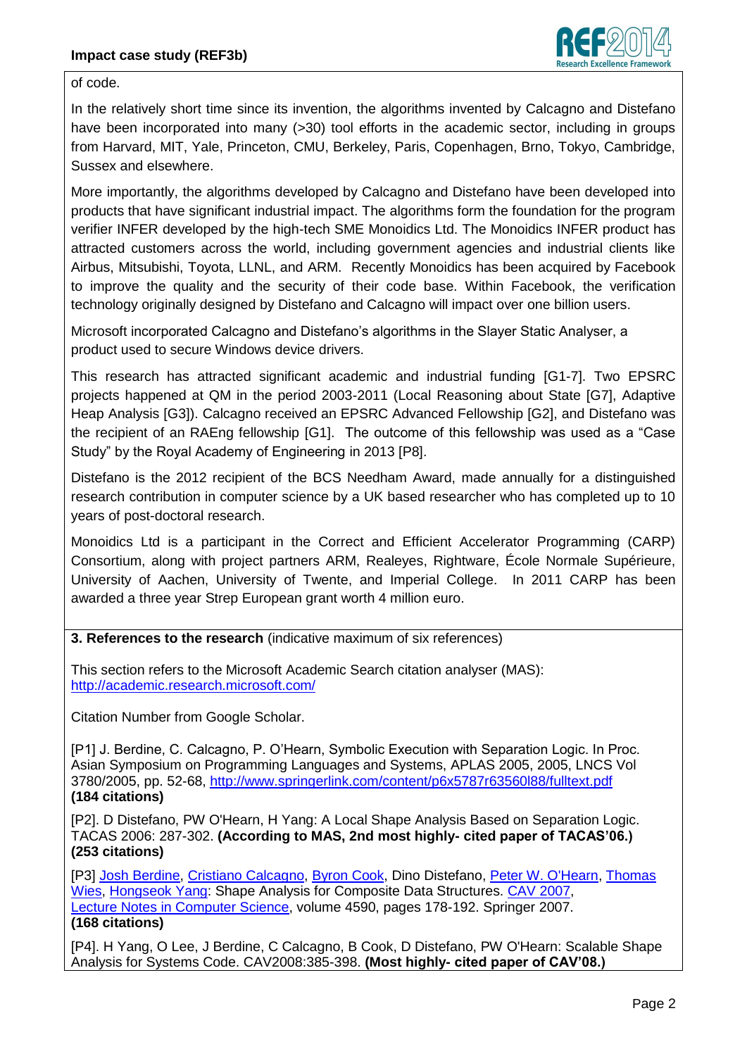of code.

In the relatively short time since its invention, the algorithms invented by Calcagno and Distefano have been incorporated into many (>30) tool efforts in the academic sector, including in groups from Harvard, MIT, Yale, Princeton, CMU, Berkeley, Paris, Copenhagen, Brno, Tokyo, Cambridge, Sussex and elsewhere.

More importantly, the algorithms developed by Calcagno and Distefano have been developed into products that have significant industrial impact. The algorithms form the foundation for the program verifier INFER developed by the high-tech SME Monoidics Ltd. The Monoidics INFER product has attracted customers across the world, including government agencies and industrial clients like Airbus, Mitsubishi, Toyota, LLNL, and ARM. Recently Monoidics has been acquired by Facebook to improve the quality and the security of their code base. Within Facebook, the verification technology originally designed by Distefano and Calcagno will impact over one billion users.

Microsoft incorporated Calcagno and Distefano's algorithms in the Slayer Static Analyser, a product used to secure Windows device drivers.

This research has attracted significant academic and industrial funding [G1-7]. Two EPSRC projects happened at QM in the period 2003-2011 (Local Reasoning about State [G7], Adaptive Heap Analysis [G3]). Calcagno received an EPSRC Advanced Fellowship [G2], and Distefano was the recipient of an RAEng fellowship [G1]. The outcome of this fellowship was used as a "Case Study" by the Royal Academy of Engineering in 2013 [P8].

Distefano is the 2012 recipient of the BCS Needham Award, made annually for a distinguished research contribution in computer science by a UK based researcher who has completed up to 10 years of post-doctoral research.

Monoidics Ltd is a participant in the Correct and Efficient Accelerator Programming (CARP) Consortium, along with project partners ARM, Realeyes, Rightware, École Normale Supérieure, University of Aachen, University of Twente, and Imperial College. In 2011 CARP has been awarded a three year Strep European grant worth 4 million euro.

**3. References to the research** (indicative maximum of six references)

This section refers to the Microsoft Academic Search citation analyser (MAS): http://academic.research.microsoft.com/

Citation Number from Google Scholar.

[P1] J. Berdine, C. Calcagno, P. O'Hearn, Symbolic Execution with Separation Logic. In Proc. Asian Symposium on Programming Languages and Systems, APLAS 2005, 2005, LNCS Vol 3780/2005, pp. 52-68, http://www.springerlink.com/content/p6x5787r63560l88/fulltext.pdf
**(184 citations)**

[P2]. D Distefano, PW O'Hearn, H Yang: A Local Shape Analysis Based on Separation Logic. TACAS 2006: 287-302. **(According to MAS, 2nd most highly- cited paper of TACAS'06.) (253 citations)**

[P3] Josh Berdine, Cristiano Calcagno, Byron Cook, Dino Distefano, Peter W. O'Hearn, Thomas Wies, Hongseok Yang: Shape Analysis for Composite Data Structures. CAV 2007, Lecture Notes in Computer Science, volume 4590, pages 178-192. Springer 2007.
**(168 citations)**

[P4]. H Yang, O Lee, J Berdine, C Calcagno, B Cook, D Distefano, PW O'Hearn: Scalable Shape Analysis for Systems Code. CAV2008:385-398. **(Most highly- cited paper of CAV'08.)**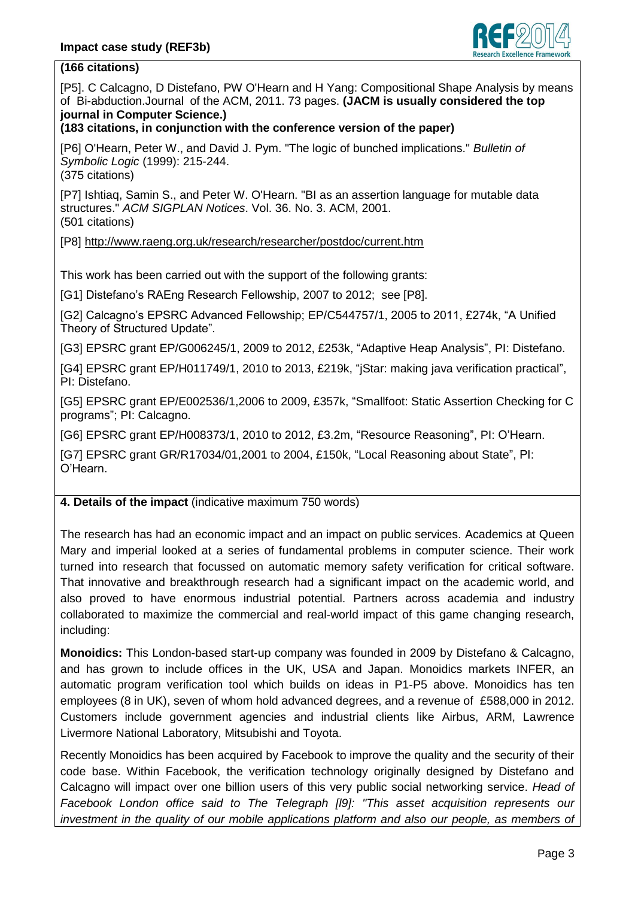**(166 citations)**

[P5]. C Calcagno, D Distefano, PW O'Hearn and H Yang: Compositional Shape Analysis by means of Bi-abduction.Journal of the ACM, 2011. 73 pages. **(JACM is usually considered the top journal in Computer Science.)**
**(183 citations, in conjunction with the conference version of the paper)**

[P6] O'Hearn, Peter W., and David J. Pym. "The logic of bunched implications." *Bulletin of Symbolic Logic* (1999): 215-244.
(375 citations)

[P7] Ishtiaq, Samin S., and Peter W. O'Hearn. "BI as an assertion language for mutable data structures." *ACM SIGPLAN Notices*. Vol. 36. No. 3. ACM, 2001.
(501 citations)

[P8] http://www.raeng.org.uk/research/researcher/postdoc/current.htm

This work has been carried out with the support of the following grants:

[G1] Distefano's RAEng Research Fellowship, 2007 to 2012; see [P8].

[G2] Calcagno's EPSRC Advanced Fellowship; EP/C544757/1, 2005 to 2011, £274k, "A Unified Theory of Structured Update".

[G3] EPSRC grant EP/G006245/1, 2009 to 2012, £253k, "Adaptive Heap Analysis", PI: Distefano.

[G4] EPSRC grant EP/H011749/1, 2010 to 2013, £219k, "jStar: making java verification practical", PI: Distefano.

[G5] EPSRC grant EP/E002536/1,2006 to 2009, £357k, "Smallfoot: Static Assertion Checking for C programs"; PI: Calcagno.

[G6] EPSRC grant EP/H008373/1, 2010 to 2012, £3.2m, "Resource Reasoning", PI: O'Hearn.

[G7] EPSRC grant GR/R17034/01,2001 to 2004, £150k, "Local Reasoning about State", PI: O'Hearn.

**4. Details of the impact** (indicative maximum 750 words)

The research has had an economic impact and an impact on public services. Academics at Queen Mary and imperial looked at a series of fundamental problems in computer science. Their work turned into research that focussed on automatic memory safety verification for critical software. That innovative and breakthrough research had a significant impact on the academic world, and also proved to have enormous industrial potential. Partners across academia and industry collaborated to maximize the commercial and real-world impact of this game changing research, including:

**Monoidics:** This London-based start-up company was founded in 2009 by Distefano & Calcagno, and has grown to include offices in the UK, USA and Japan. Monoidics markets INFER, an automatic program verification tool which builds on ideas in P1-P5 above. Monoidics has ten employees (8 in UK), seven of whom hold advanced degrees, and a revenue of £588,000 in 2012. Customers include government agencies and industrial clients like Airbus, ARM, Lawrence Livermore National Laboratory, Mitsubishi and Toyota.

Recently Monoidics has been acquired by Facebook to improve the quality and the security of their code base. Within Facebook, the verification technology originally designed by Distefano and Calcagno will impact over one billion users of this very public social networking service. *Head of Facebook London office said to The Telegraph [I9]: "This asset acquisition represents our investment in the quality of our mobile applications platform and also our people, as members of*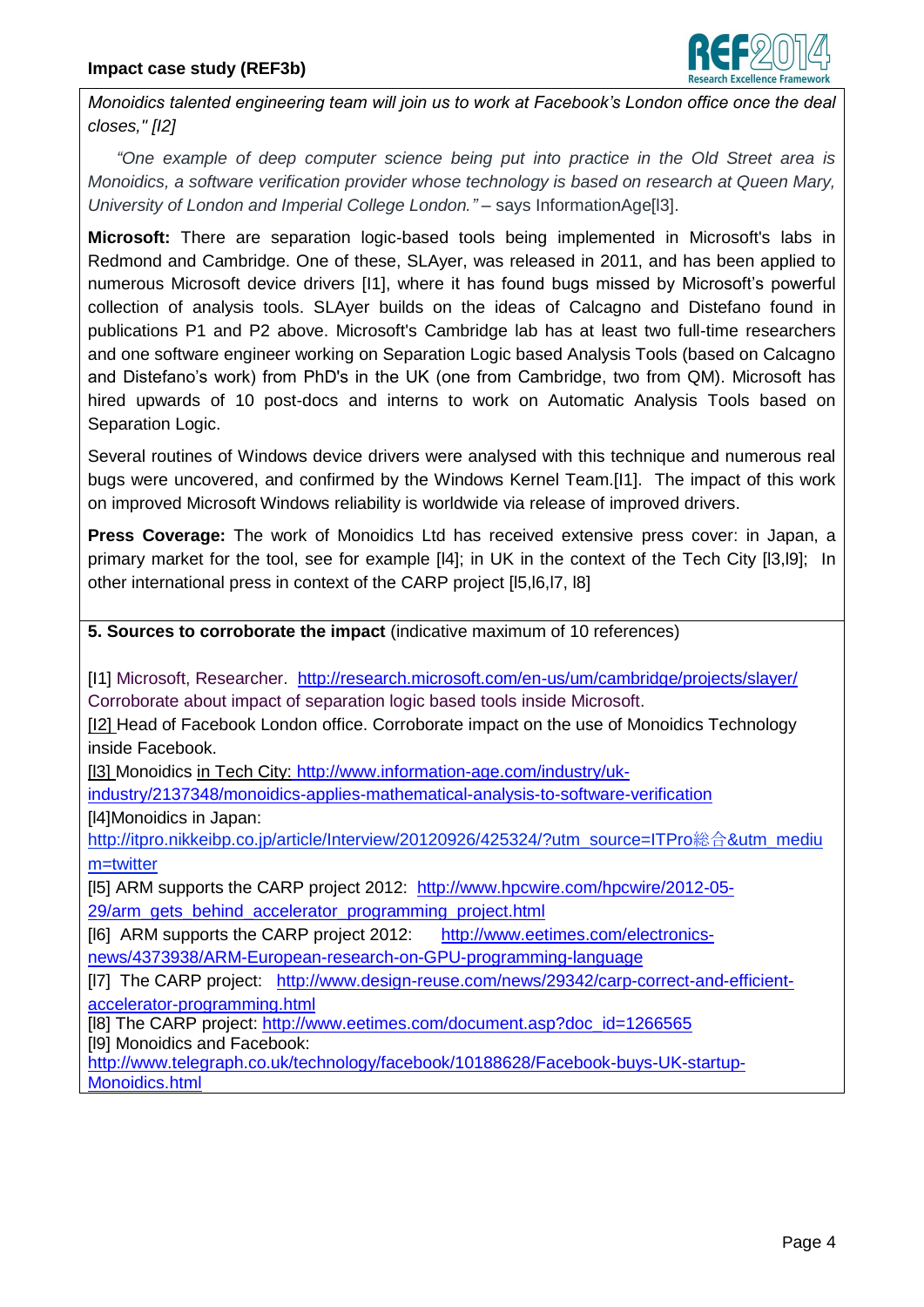*Monoidics talented engineering team will join us to work at Facebook's London office once the deal closes," [I2]*

*"One example of deep computer science being put into practice in the Old Street area is Monoidics, a software verification provider whose technology is based on research at Queen Mary, University of London and Imperial College London."* – says InformationAge[I3].

**Microsoft:** There are separation logic-based tools being implemented in Microsoft's labs in Redmond and Cambridge. One of these, SLAyer, was released in 2011, and has been applied to numerous Microsoft device drivers [I1], where it has found bugs missed by Microsoft's powerful collection of analysis tools. SLAyer builds on the ideas of Calcagno and Distefano found in publications P1 and P2 above. Microsoft's Cambridge lab has at least two full-time researchers and one software engineer working on Separation Logic based Analysis Tools (based on Calcagno and Distefano's work) from PhD's in the UK (one from Cambridge, two from QM). Microsoft has hired upwards of 10 post-docs and interns to work on Automatic Analysis Tools based on Separation Logic.

Several routines of Windows device drivers were analysed with this technique and numerous real bugs were uncovered, and confirmed by the Windows Kernel Team.[I1]. The impact of this work on improved Microsoft Windows reliability is worldwide via release of improved drivers.

**Press Coverage:** The work of Monoidics Ltd has received extensive press cover: in Japan, a primary market for the tool, see for example [I4]; in UK in the context of the Tech City [I3,I9]; In other international press in context of the CARP project [I5,I6,I7, I8]

**5. Sources to corroborate the impact** (indicative maximum of 10 references)

[I1] Microsoft, Researcher. http://research.microsoft.com/en-us/um/cambridge/projects/slayer/ Corroborate about impact of separation logic based tools inside Microsoft.
[I2] Head of Facebook London office. Corroborate impact on the use of Monoidics Technology inside Facebook.
[I3] Monoidics in Tech City: http://www.information-age.com/industry/uk-industry/2137348/monoidics-applies-mathematical-analysis-to-software-verification
[I4]Monoidics in Japan: http://itpro.nikkeibp.co.jp/article/Interview/20120926/425324/?utm_source=ITPro総合&utm_medium=twitter
[I5] ARM supports the CARP project 2012: http://www.hpcwire.com/hpcwire/2012-05-29/arm_gets_behind_accelerator_programming_project.html
[I6] ARM supports the CARP project 2012: http://www.eetimes.com/electronics-news/4373938/ARM-European-research-on-GPU-programming-language
[I7] The CARP project: http://www.design-reuse.com/news/29342/carp-correct-and-efficient-accelerator-programming.html
[I8] The CARP project: http://www.eetimes.com/document.asp?doc_id=1266565
[I9] Monoidics and Facebook: http://www.telegraph.co.uk/technology/facebook/10188628/Facebook-buys-UK-startup-Monoidics.html